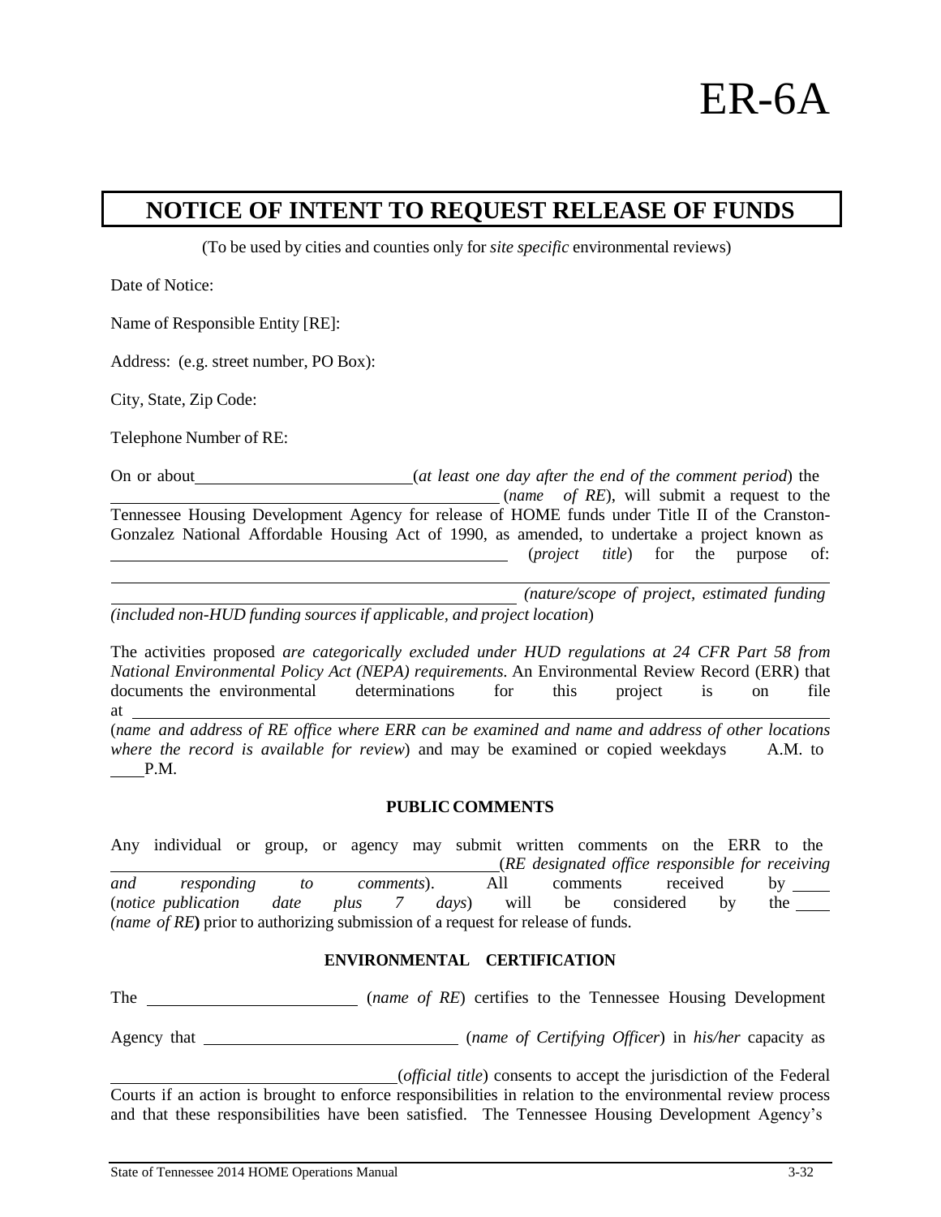# ER-6A

## NOTICE OF INTENT TO REQUEST RELEASE OF FUNDS

(To be used by cities and counties only for *site specific* environmental reviews)

Date of Notice:

Name of Responsible Entity [RE]:

Address: (e.g. street number, PO Box):

City, State, Zip Code:

Telephone Number of RE:

On or about \_\_\_\_\_\_\_\_\_\_\_\_\_\_\_\_\_\_\_\_\_\_\_\_ (*at least one day after the end of the comment period*) the \_\_\_\_\_\_\_\_\_\_\_\_\_\_\_\_\_\_\_\_\_\_\_\_\_\_\_\_\_\_\_\_\_\_\_\_\_\_\_\_ (*name of RE*), will submit a request to the Tennessee Housing Development Agency for release of HOME funds under Title II of the Cranston-Gonzalez National Affordable Housing Act of 1990, as amended, to undertake a project known as \_\_\_\_\_\_\_\_\_\_\_\_\_\_\_\_\_\_\_\_\_\_\_\_\_\_\_\_\_\_\_\_\_\_\_\_\_\_\_\_\_\_\_\_ (*project title*) for the purpose of: \_\_\_\_\_\_\_\_\_\_\_\_\_\_\_\_\_\_\_\_\_\_\_\_\_\_\_\_\_\_\_\_\_\_\_\_\_\_\_\_\_\_\_\_ *(nature/scope of project, estimated funding (included non-HUD funding sources if applicable, and project location*)

The activities proposed *are categorically excluded under HUD regulations at 24 CFR Part 58 from National Environmental Policy Act (NEPA) requirements.* An Environmental Review Record (ERR) that documents the environmental determinations for this project is on file at \_\_\_\_\_\_\_\_\_\_\_\_\_\_\_\_\_\_\_\_\_\_\_\_\_\_\_\_\_\_\_\_\_\_\_\_\_\_\_\_\_\_\_\_\_\_\_\_\_\_\_\_\_\_\_\_\_\_\_\_ (*name and address of RE office where ERR can be examined and name and address of other locations where the record is available for review*) and may be examined or copied weekdays \_\_\_\_ A.M. to \_\_\_\_P.M.

### PUBLIC COMMENTS

Any individual or group, or agency may submit written comments on the ERR to the \_\_\_\_\_\_\_\_\_\_\_\_\_\_\_\_\_\_\_\_\_\_\_\_\_\_\_\_\_\_\_\_\_\_\_\_\_\_\_\_(*RE designated office responsible for receiving and responding to comments*). All comments received by \_\_\_\_ (*notice publication date plus 7 days*) will be considered by the \_\_\_\_ *(name of RE***)** prior to authorizing submission of a request for release of funds.

### ENVIRONMENTAL CERTIFICATION

The \_\_\_\_\_\_\_\_\_\_\_\_\_\_\_\_\_\_\_\_\_\_\_\_ (*name of RE*) certifies to the Tennessee Housing Development Agency that \_\_\_\_\_\_\_\_\_\_\_\_\_\_\_\_\_\_\_\_\_\_\_\_\_\_\_\_\_\_ (*name of Certifying Officer*) in *his/her* capacity as \_\_\_\_\_\_\_\_\_\_\_\_\_\_\_\_\_\_\_\_\_\_\_\_\_\_\_\_\_\_\_\_\_\_(*official title*) consents to accept the jurisdiction of the Federal Courts if an action is brought to enforce responsibilities in relation to the environmental review process and that these responsibilities have been satisfied. The Tennessee Housing Development Agency's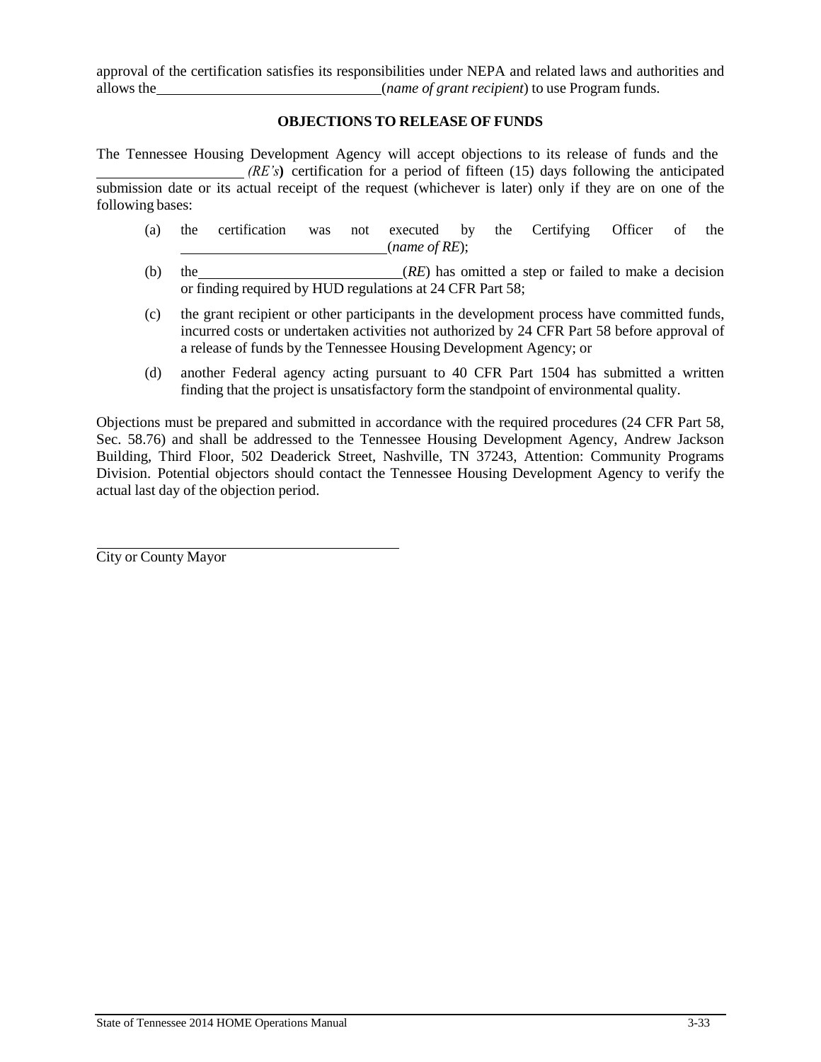approval of the certification satisfies its responsibilities under NEPA and related laws and authorities and allows the ______________________________ (*name of grant recipient*) to use Program funds.

**OBJECTIONS TO RELEASE OF FUNDS**

The Tennessee Housing Development Agency will accept objections to its release of funds and the ____________________ *(RE's***)** certification for a period of fifteen (15) days following the anticipated submission date or its actual receipt of the request (whichever is later) only if they are on one of the following bases:

(a) the certification was not executed by the Certifying Officer of the ____________________________ (*name of RE*);

(b) the ____________________________ (*RE*) has omitted a step or failed to make a decision or finding required by HUD regulations at 24 CFR Part 58;

(c) the grant recipient or other participants in the development process have committed funds, incurred costs or undertaken activities not authorized by 24 CFR Part 58 before approval of a release of funds by the Tennessee Housing Development Agency; or

(d) another Federal agency acting pursuant to 40 CFR Part 1504 has submitted a written finding that the project is unsatisfactory form the standpoint of environmental quality.

Objections must be prepared and submitted in accordance with the required procedures (24 CFR Part 58, Sec. 58.76) and shall be addressed to the Tennessee Housing Development Agency, Andrew Jackson Building, Third Floor, 502 Deaderick Street, Nashville, TN 37243, Attention: Community Programs Division. Potential objectors should contact the Tennessee Housing Development Agency to verify the actual last day of the objection period.

____________________________________________

City or County Mayor